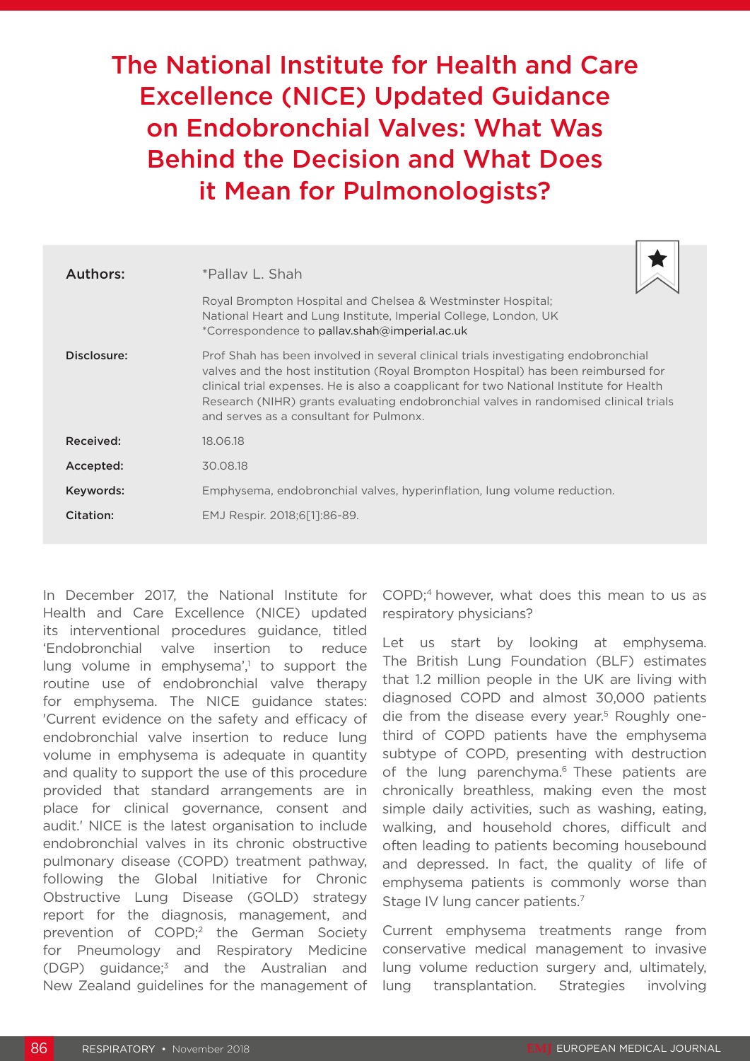# The National Institute for Health and Care Excellence (NICE) Updated Guidance on Endobronchial Valves: What Was Behind the Decision and What Does it Mean for Pulmonologists?

| | |
|---|---|
| **Authors:** | *Pallav L. Shah<br>Royal Brompton Hospital and Chelsea & Westminster Hospital; National Heart and Lung Institute, Imperial College, London, UK<br>*Correspondence to pallav.shah@imperial.ac.uk |
| **Disclosure:** | Prof Shah has been involved in several clinical trials investigating endobronchial valves and the host institution (Royal Brompton Hospital) has been reimbursed for clinical trial expenses. He is also a coapplicant for two National Institute for Health Research (NIHR) grants evaluating endobronchial valves in randomised clinical trials and serves as a consultant for Pulmonx. |
| **Received:** | 18.06.18 |
| **Accepted:** | 30.08.18 |
| **Keywords:** | Emphysema, endobronchial valves, hyperinflation, lung volume reduction. |
| **Citation:** | EMJ Respir. 2018;6[1]:86-89. |

In December 2017, the National Institute for Health and Care Excellence (NICE) updated its interventional procedures guidance, titled 'Endobronchial valve insertion to reduce lung volume in emphysema',[1] to support the routine use of endobronchial valve therapy for emphysema. The NICE guidance states: 'Current evidence on the safety and efficacy of endobronchial valve insertion to reduce lung volume in emphysema is adequate in quantity and quality to support the use of this procedure provided that standard arrangements are in place for clinical governance, consent and audit.' NICE is the latest organisation to include endobronchial valves in its chronic obstructive pulmonary disease (COPD) treatment pathway, following the Global Initiative for Chronic Obstructive Lung Disease (GOLD) strategy report for the diagnosis, management, and prevention of COPD;[2] the German Society for Pneumology and Respiratory Medicine (DGP) guidance;[3] and the Australian and New Zealand guidelines for the management of COPD;[4] however, what does this mean to us as respiratory physicians?

Let us start by looking at emphysema. The British Lung Foundation (BLF) estimates that 1.2 million people in the UK are living with diagnosed COPD and almost 30,000 patients die from the disease every year.[5] Roughly one-third of COPD patients have the emphysema subtype of COPD, presenting with destruction of the lung parenchyma.[6] These patients are chronically breathless, making even the most simple daily activities, such as washing, eating, walking, and household chores, difficult and often leading to patients becoming housebound and depressed. In fact, the quality of life of emphysema patients is commonly worse than Stage IV lung cancer patients.[7]

Current emphysema treatments range from conservative medical management to invasive lung volume reduction surgery and, ultimately, lung transplantation. Strategies involving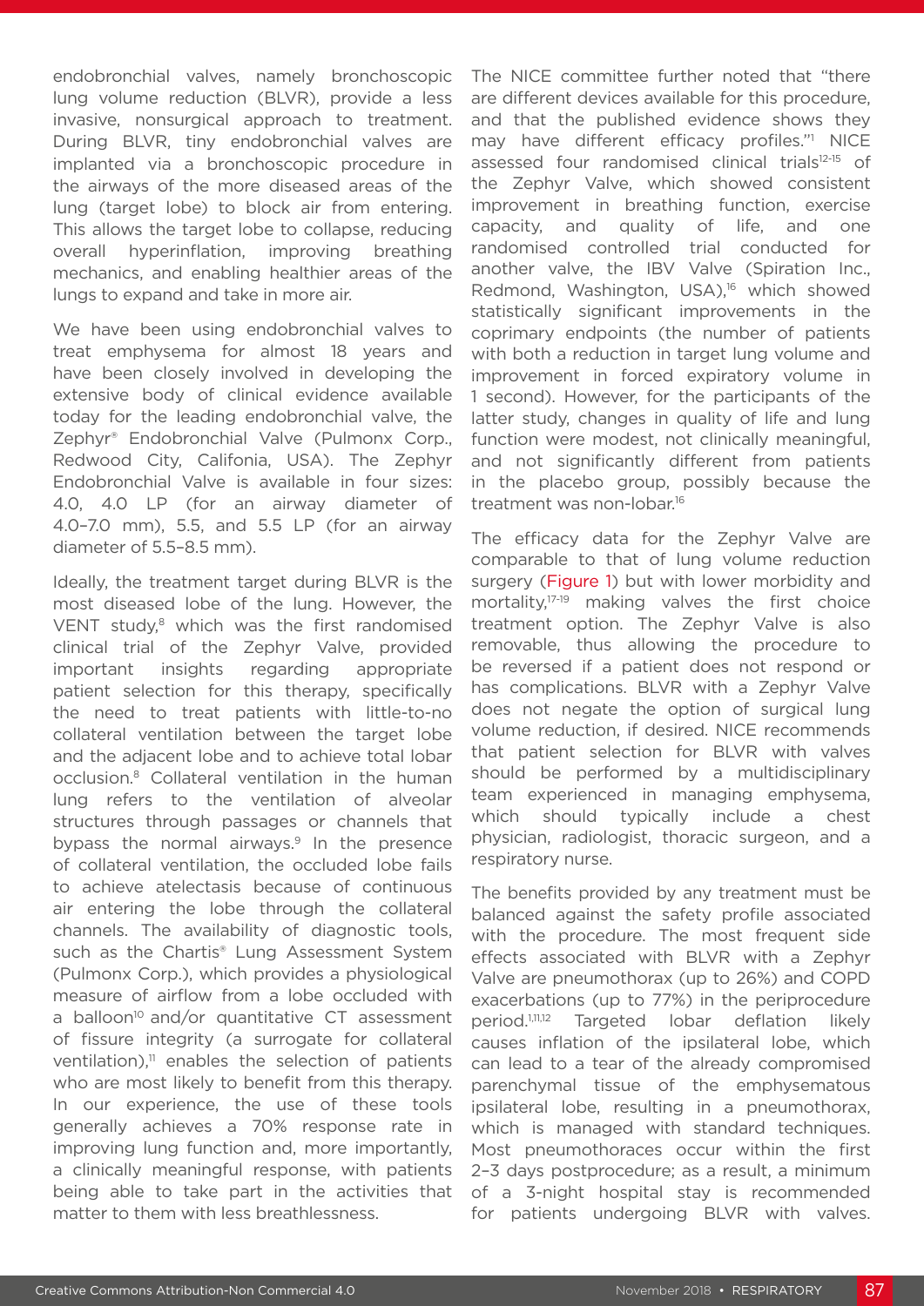endobronchial valves, namely bronchoscopic lung volume reduction (BLVR), provide a less invasive, nonsurgical approach to treatment. During BLVR, tiny endobronchial valves are implanted via a bronchoscopic procedure in the airways of the more diseased areas of the lung (target lobe) to block air from entering. This allows the target lobe to collapse, reducing overall hyperinflation, improving breathing mechanics, and enabling healthier areas of the lungs to expand and take in more air.

We have been using endobronchial valves to treat emphysema for almost 18 years and have been closely involved in developing the extensive body of clinical evidence available today for the leading endobronchial valve, the Zephyr® Endobronchial Valve (Pulmonx Corp., Redwood City, Califonia, USA). The Zephyr Endobronchial Valve is available in four sizes: 4.0, 4.0 LP (for an airway diameter of 4.0–7.0 mm), 5.5, and 5.5 LP (for an airway diameter of 5.5–8.5 mm).

Ideally, the treatment target during BLVR is the most diseased lobe of the lung. However, the VENT study,[8] which was the first randomised clinical trial of the Zephyr Valve, provided important insights regarding appropriate patient selection for this therapy, specifically the need to treat patients with little-to-no collateral ventilation between the target lobe and the adjacent lobe and to achieve total lobar occlusion.[8] Collateral ventilation in the human lung refers to the ventilation of alveolar structures through passages or channels that bypass the normal airways.[9] In the presence of collateral ventilation, the occluded lobe fails to achieve atelectasis because of continuous air entering the lobe through the collateral channels. The availability of diagnostic tools, such as the Chartis® Lung Assessment System (Pulmonx Corp.), which provides a physiological measure of airflow from a lobe occluded with a balloon[10] and/or quantitative CT assessment of fissure integrity (a surrogate for collateral ventilation),[11] enables the selection of patients who are most likely to benefit from this therapy. In our experience, the use of these tools generally achieves a 70% response rate in improving lung function and, more importantly, a clinically meaningful response, with patients being able to take part in the activities that matter to them with less breathlessness.

The NICE committee further noted that "there are different devices available for this procedure, and that the published evidence shows they may have different efficacy profiles."[1] NICE assessed four randomised clinical trials[12-15] of the Zephyr Valve, which showed consistent improvement in breathing function, exercise capacity, and quality of life, and one randomised controlled trial conducted for another valve, the IBV Valve (Spiration Inc., Redmond, Washington, USA),[16] which showed statistically significant improvements in the coprimary endpoints (the number of patients with both a reduction in target lung volume and improvement in forced expiratory volume in 1 second). However, for the participants of the latter study, changes in quality of life and lung function were modest, not clinically meaningful, and not significantly different from patients in the placebo group, possibly because the treatment was non-lobar.[16]

The efficacy data for the Zephyr Valve are comparable to that of lung volume reduction surgery (Figure 1) but with lower morbidity and mortality,[17-19] making valves the first choice treatment option. The Zephyr Valve is also removable, thus allowing the procedure to be reversed if a patient does not respond or has complications. BLVR with a Zephyr Valve does not negate the option of surgical lung volume reduction, if desired. NICE recommends that patient selection for BLVR with valves should be performed by a multidisciplinary team experienced in managing emphysema, which should typically include a chest physician, radiologist, thoracic surgeon, and a respiratory nurse.

The benefits provided by any treatment must be balanced against the safety profile associated with the procedure. The most frequent side effects associated with BLVR with a Zephyr Valve are pneumothorax (up to 26%) and COPD exacerbations (up to 77%) in the periprocedure period.[1,11,12] Targeted lobar deflation likely causes inflation of the ipsilateral lobe, which can lead to a tear of the already compromised parenchymal tissue of the emphysematous ipsilateral lobe, resulting in a pneumothorax, which is managed with standard techniques. Most pneumothoraces occur within the first 2–3 days postprocedure; as a result, a minimum of a 3-night hospital stay is recommended for patients undergoing BLVR with valves.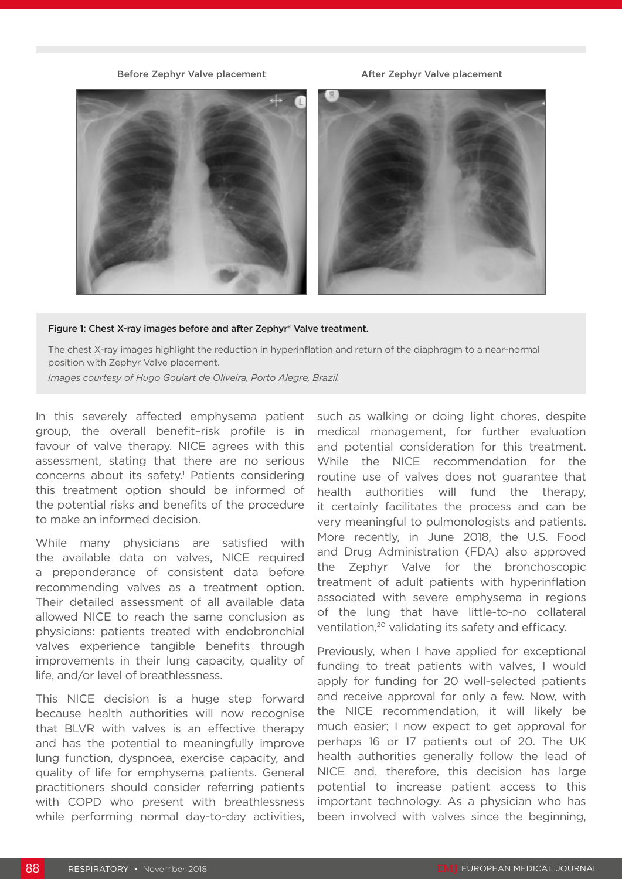Before Zephyr Valve placement

After Zephyr Valve placement

**Figure 1: Chest X-ray images before and after Zephyr® Valve treatment.**

The chest X-ray images highlight the reduction in hyperinflation and return of the diaphragm to a near-normal position with Zephyr Valve placement.

*Images courtesy of Hugo Goulart de Oliveira, Porto Alegre, Brazil.*

In this severely affected emphysema patient group, the overall benefit–risk profile is in favour of valve therapy. NICE agrees with this assessment, stating that there are no serious concerns about its safety.[1] Patients considering this treatment option should be informed of the potential risks and benefits of the procedure to make an informed decision.

While many physicians are satisfied with the available data on valves, NICE required a preponderance of consistent data before recommending valves as a treatment option. Their detailed assessment of all available data allowed NICE to reach the same conclusion as physicians: patients treated with endobronchial valves experience tangible benefits through improvements in their lung capacity, quality of life, and/or level of breathlessness.

This NICE decision is a huge step forward because health authorities will now recognise that BLVR with valves is an effective therapy and has the potential to meaningfully improve lung function, dyspnoea, exercise capacity, and quality of life for emphysema patients. General practitioners should consider referring patients with COPD who present with breathlessness while performing normal day-to-day activities, such as walking or doing light chores, despite medical management, for further evaluation and potential consideration for this treatment. While the NICE recommendation for the routine use of valves does not guarantee that health authorities will fund the therapy, it certainly facilitates the process and can be very meaningful to pulmonologists and patients. More recently, in June 2018, the U.S. Food and Drug Administration (FDA) also approved the Zephyr Valve for the bronchoscopic treatment of adult patients with hyperinflation associated with severe emphysema in regions of the lung that have little-to-no collateral ventilation,[20] validating its safety and efficacy.

Previously, when I have applied for exceptional funding to treat patients with valves, I would apply for funding for 20 well-selected patients and receive approval for only a few. Now, with the NICE recommendation, it will likely be much easier; I now expect to get approval for perhaps 16 or 17 patients out of 20. The UK health authorities generally follow the lead of NICE and, therefore, this decision has large potential to increase patient access to this important technology. As a physician who has been involved with valves since the beginning,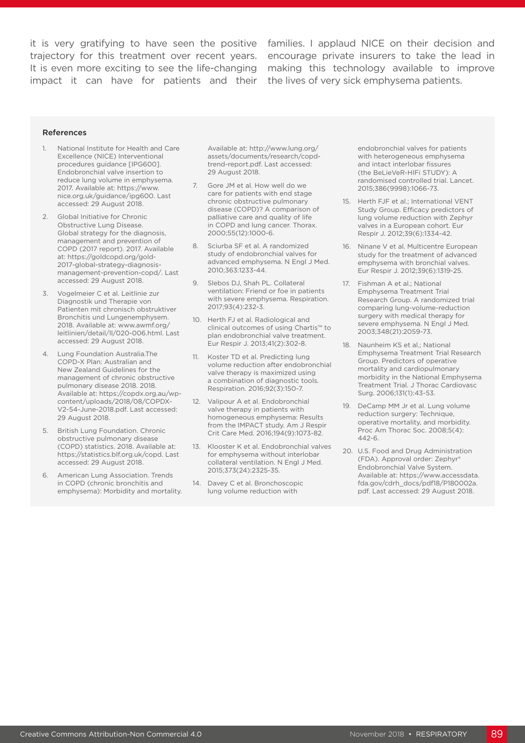it is very gratifying to have seen the positive trajectory for this treatment over recent years. It is even more exciting to see the life-changing impact it can have for patients and their families. I applaud NICE on their decision and encourage private insurers to take the lead in making this technology available to improve the lives of very sick emphysema patients.

## References

1. National Institute for Health and Care Excellence (NICE) Interventional procedures guidance [IPG600]. Endobronchial valve insertion to reduce lung volume in emphysema. 2017. Available at: https://www.nice.org.uk/guidance/ipg600. Last accessed: 29 August 2018.
2. Global Initiative for Chronic Obstructive Lung Disease. Global strategy for the diagnosis, management and prevention of COPD (2017 report). 2017. Available at: https://goldcopd.org/gold-2017-global-strategy-diagnosis-management-prevention-copd/. Last accessed: 29 August 2018.
3. Vogelmeier C et al. Leitlinie zur Diagnostik und Therapie von Patienten mit chronisch obstruktiver Bronchitis und Lungenemphysem. 2018. Available at: www.awmf.org/leitlinien/detail/ll/020-006.html. Last accessed: 29 August 2018.
4. Lung Foundation Australia.The COPD-X Plan: Australian and New Zealand Guidelines for the management of chronic obstructive pulmonary disease 2018. 2018. Available at: https://copdx.org.au/wp-content/uploads/2018/08/COPDX-V2-54-June-2018.pdf. Last accessed: 29 August 2018.
5. British Lung Foundation. Chronic obstructive pulmonary disease (COPD) statistics. 2018. Available at: https://statistics.blf.org.uk/copd. Last accessed: 29 August 2018.
6. American Lung Association. Trends in COPD (chronic bronchitis and emphysema): Morbidity and mortality. Available at: http://www.lung.org/assets/documents/research/copd-trend-report.pdf. Last accessed: 29 August 2018.
7. Gore JM et al. How well do we care for patients with end stage chronic obstructive pulmonary disease (COPD)? A comparison of palliative care and quality of life in COPD and lung cancer. Thorax. 2000;55(12):1000-6.
8. Sciurba SF et al. A randomized study of endobronchial valves for advanced emphysema. N Engl J Med. 2010;363:1233-44.
9. Slebos DJ, Shah PL. Collateral ventilation: Friend or foe in patients with severe emphysema. Respiration. 2017;93(4):232-3.
10. Herth FJ et al. Radiological and clinical outcomes of using Chartis™ to plan endobronchial valve treatment. Eur Respir J. 2013;41(2):302-8.
11. Koster TD et al. Predicting lung volume reduction after endobronchial valve therapy is maximized using a combination of diagnostic tools. Respiration. 2016;92(3):150-7.
12. Valipour A et al. Endobronchial valve therapy in patients with homogeneous emphysema: Results from the IMPACT study. Am J Respir Crit Care Med. 2016;194(9):1073-82.
13. Klooster K et al. Endobronchial valves for emphysema without interlobar collateral ventilation. N Engl J Med. 2015;373(24):2325-35.
14. Davey C et al. Bronchoscopic lung volume reduction with endobronchial valves for patients with heterogeneous emphysema and intact interlobar fissures (the BeLieVeR-HIFi STUDY): A randomised controlled trial. Lancet. 2015;386(9998):1066-73.
15. Herth FJF et al.; International VENT Study Group. Efficacy predictors of lung volume reduction with Zephyr valves in a European cohort. Eur Respir J. 2012;39(6):1334-42.
16. Ninane V et al. Multicentre European study for the treatment of advanced emphysema with bronchial valves. Eur Respir J. 2012;39(6):1319-25.
17. Fishman A et al.; National Emphysema Treatment Trial Research Group. A randomized trial comparing lung-volume-reduction surgery with medical therapy for severe emphysema. N Engl J Med. 2003;348(21):2059-73.
18. Naunheim KS et al.; National Emphysema Treatment Trial Research Group. Predictors of operative mortality and cardiopulmonary morbidity in the National Emphysema Treatment Trial. J Thorac Cardiovasc Surg. 2006;131(1):43-53.
19. DeCamp MM Jr et al. Lung volume reduction surgery: Technique, operative mortality, and morbidity. Proc Am Thorac Soc. 2008;5(4):442-6.
20. U.S. Food and Drug Administration (FDA). Approval order: Zephyr® Endobronchial Valve System. Available at: https://www.accessdata.fda.gov/cdrh_docs/pdf18/P180002a.pdf. Last accessed: 29 August 2018.